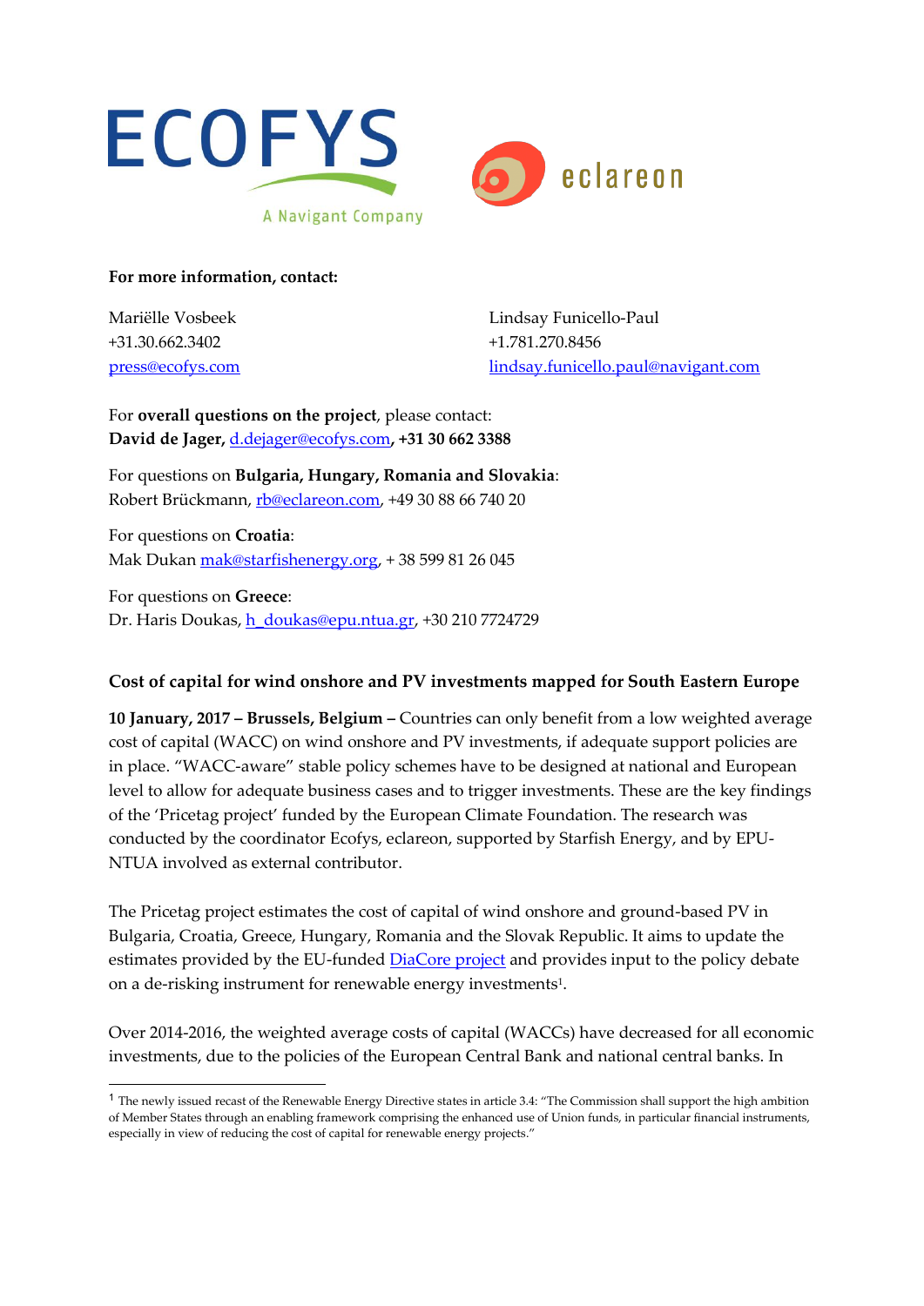**For more information, contact:**

Mariëlle Vosbeek
+31.30.662.3402
press@ecofys.com

Lindsay Funicello-Paul
+1.781.270.8456
lindsay.funicello.paul@navigant.com

For **overall questions on the project**, please contact:
**David de Jager,** d.dejager@ecofys.com**, +31 30 662 3388**

For questions on **Bulgaria, Hungary, Romania and Slovakia**:
Robert Brückmann, rb@eclareon.com, +49 30 88 66 740 20

For questions on **Croatia**:
Mak Dukan mak@starfishenergy.org, + 38 599 81 26 045

For questions on **Greece**:
Dr. Haris Doukas, h_doukas@epu.ntua.gr, +30 210 7724729

## Cost of capital for wind onshore and PV investments mapped for South Eastern Europe

**10 January, 2017 – Brussels, Belgium –** Countries can only benefit from a low weighted average cost of capital (WACC) on wind onshore and PV investments, if adequate support policies are in place. "WACC-aware" stable policy schemes have to be designed at national and European level to allow for adequate business cases and to trigger investments. These are the key findings of the 'Pricetag project' funded by the European Climate Foundation. The research was conducted by the coordinator Ecofys, eclareon, supported by Starfish Energy, and by EPU-NTUA involved as external contributor.

The Pricetag project estimates the cost of capital of wind onshore and ground-based PV in Bulgaria, Croatia, Greece, Hungary, Romania and the Slovak Republic. It aims to update the estimates provided by the EU-funded DiaCore project and provides input to the policy debate on a de-risking instrument for renewable energy investments[1].

Over 2014-2016, the weighted average costs of capital (WACCs) have decreased for all economic investments, due to the policies of the European Central Bank and national central banks. In

[1] The newly issued recast of the Renewable Energy Directive states in article 3.4: "The Commission shall support the high ambition of Member States through an enabling framework comprising the enhanced use of Union funds, in particular financial instruments, especially in view of reducing the cost of capital for renewable energy projects."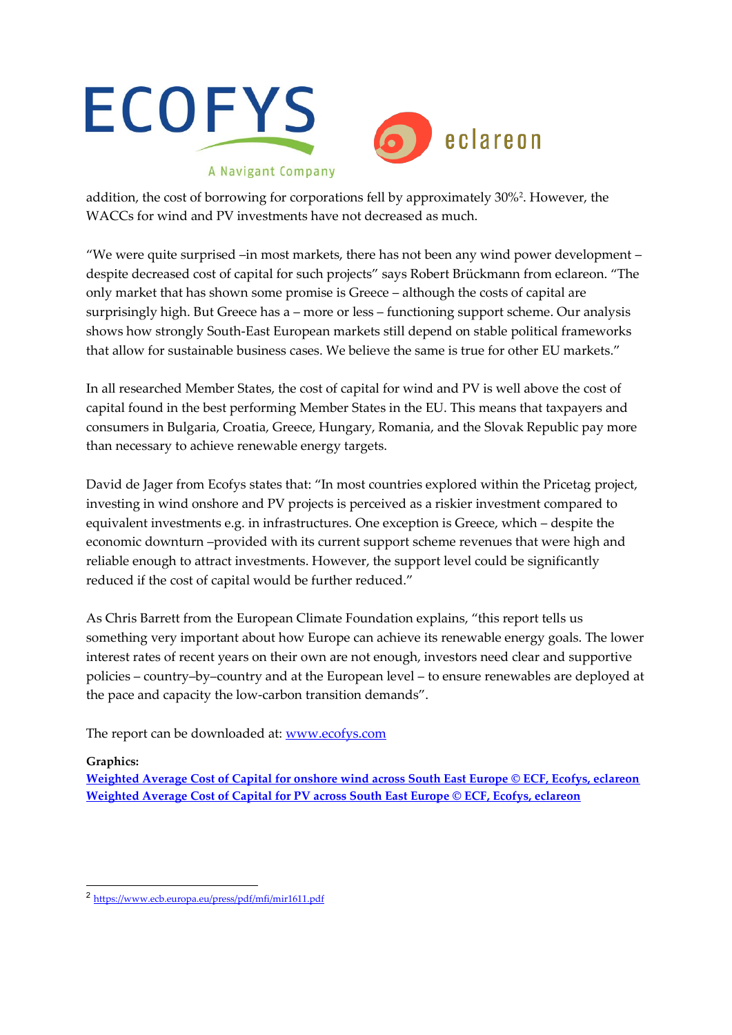addition, the cost of borrowing for corporations fell by approximately 30%[2]. However, the WACCs for wind and PV investments have not decreased as much.

"We were quite surprised –in most markets, there has not been any wind power development – despite decreased cost of capital for such projects" says Robert Brückmann from eclareon. "The only market that has shown some promise is Greece – although the costs of capital are surprisingly high. But Greece has a – more or less – functioning support scheme. Our analysis shows how strongly South-East European markets still depend on stable political frameworks that allow for sustainable business cases. We believe the same is true for other EU markets."

In all researched Member States, the cost of capital for wind and PV is well above the cost of capital found in the best performing Member States in the EU. This means that taxpayers and consumers in Bulgaria, Croatia, Greece, Hungary, Romania, and the Slovak Republic pay more than necessary to achieve renewable energy targets.

David de Jager from Ecofys states that: "In most countries explored within the Pricetag project, investing in wind onshore and PV projects is perceived as a riskier investment compared to equivalent investments e.g. in infrastructures. One exception is Greece, which – despite the economic downturn –provided with its current support scheme revenues that were high and reliable enough to attract investments. However, the support level could be significantly reduced if the cost of capital would be further reduced."

As Chris Barrett from the European Climate Foundation explains, "this report tells us something very important about how Europe can achieve its renewable energy goals. The lower interest rates of recent years on their own are not enough, investors need clear and supportive policies – country–by–country and at the European level – to ensure renewables are deployed at the pace and capacity the low-carbon transition demands".

The report can be downloaded at: [www.ecofys.com](www.ecofys.com)

**Graphics:**
**Weighted Average Cost of Capital for onshore wind across South East Europe © ECF, Ecofys, eclareon**
**Weighted Average Cost of Capital for PV across South East Europe © ECF, Ecofys, eclareon**

---

[2] https://www.ecb.europa.eu/press/pdf/mfi/mir1611.pdf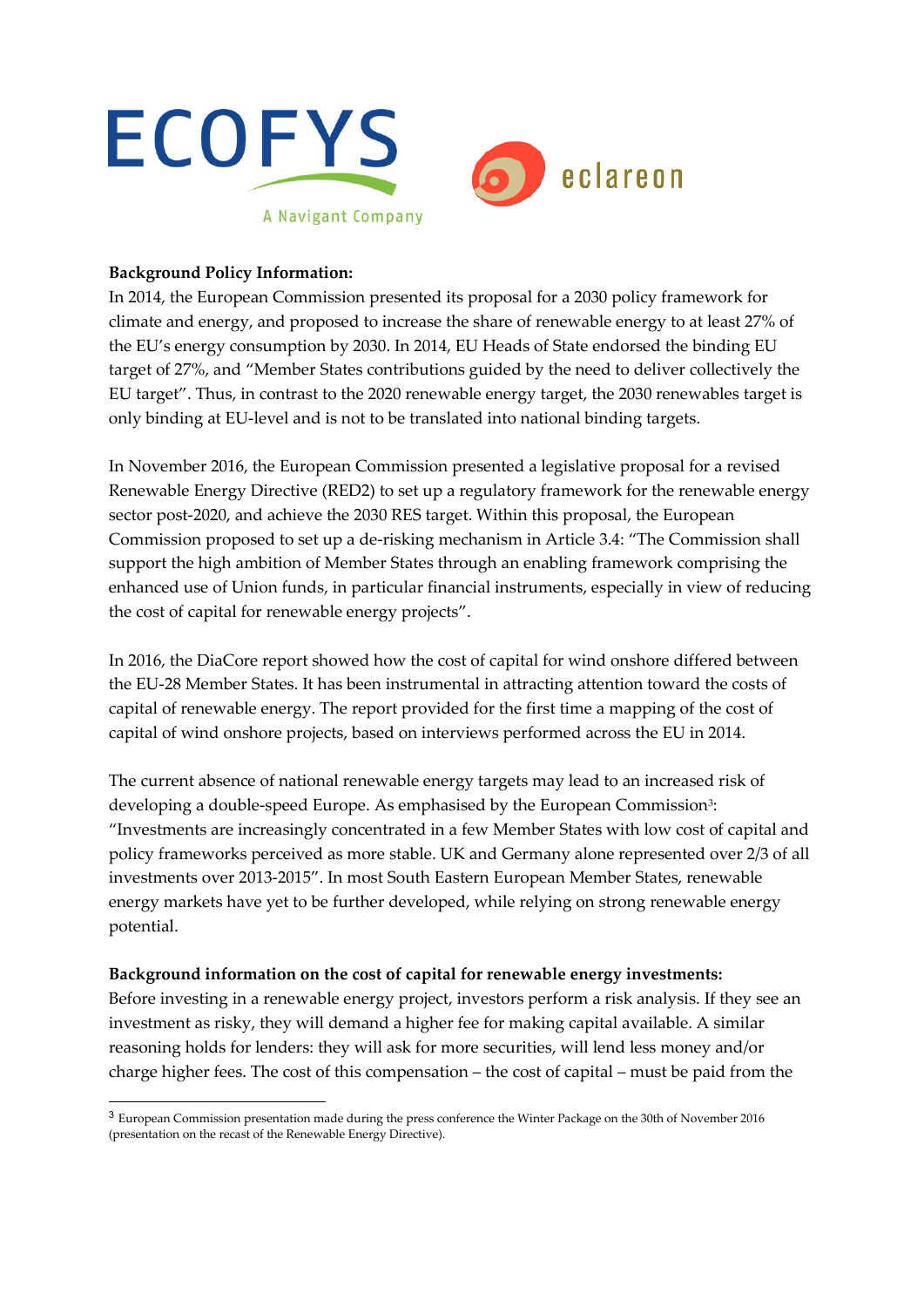**Background Policy Information:**

In 2014, the European Commission presented its proposal for a 2030 policy framework for climate and energy, and proposed to increase the share of renewable energy to at least 27% of the EU's energy consumption by 2030. In 2014, EU Heads of State endorsed the binding EU target of 27%, and "Member States contributions guided by the need to deliver collectively the EU target". Thus, in contrast to the 2020 renewable energy target, the 2030 renewables target is only binding at EU-level and is not to be translated into national binding targets.

In November 2016, the European Commission presented a legislative proposal for a revised Renewable Energy Directive (RED2) to set up a regulatory framework for the renewable energy sector post-2020, and achieve the 2030 RES target. Within this proposal, the European Commission proposed to set up a de-risking mechanism in Article 3.4: "The Commission shall support the high ambition of Member States through an enabling framework comprising the enhanced use of Union funds, in particular financial instruments, especially in view of reducing the cost of capital for renewable energy projects".

In 2016, the DiaCore report showed how the cost of capital for wind onshore differed between the EU-28 Member States. It has been instrumental in attracting attention toward the costs of capital of renewable energy. The report provided for the first time a mapping of the cost of capital of wind onshore projects, based on interviews performed across the EU in 2014.

The current absence of national renewable energy targets may lead to an increased risk of developing a double-speed Europe. As emphasised by the European Commission[3]: "Investments are increasingly concentrated in a few Member States with low cost of capital and policy frameworks perceived as more stable. UK and Germany alone represented over 2/3 of all investments over 2013-2015". In most South Eastern European Member States, renewable energy markets have yet to be further developed, while relying on strong renewable energy potential.

**Background information on the cost of capital for renewable energy investments:**

Before investing in a renewable energy project, investors perform a risk analysis. If they see an investment as risky, they will demand a higher fee for making capital available. A similar reasoning holds for lenders: they will ask for more securities, will lend less money and/or charge higher fees. The cost of this compensation – the cost of capital – must be paid from the

[3] European Commission presentation made during the press conference the Winter Package on the 30th of November 2016 (presentation on the recast of the Renewable Energy Directive).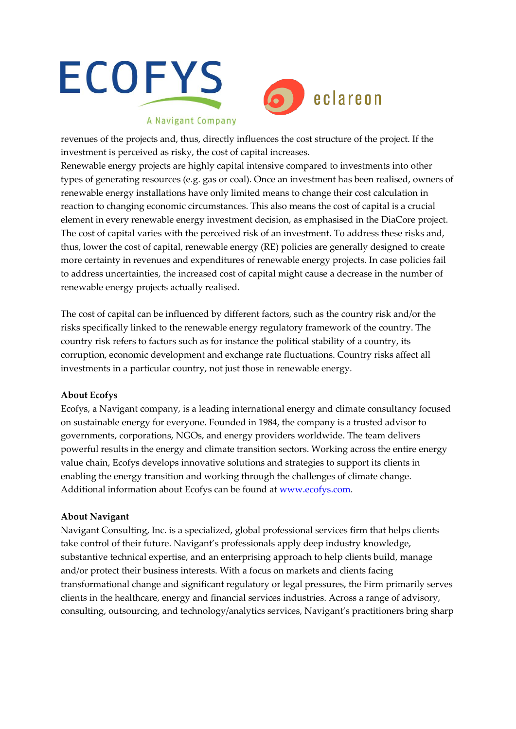revenues of the projects and, thus, directly influences the cost structure of the project. If the investment is perceived as risky, the cost of capital increases.
Renewable energy projects are highly capital intensive compared to investments into other types of generating resources (e.g. gas or coal). Once an investment has been realised, owners of renewable energy installations have only limited means to change their cost calculation in reaction to changing economic circumstances. This also means the cost of capital is a crucial element in every renewable energy investment decision, as emphasised in the DiaCore project. The cost of capital varies with the perceived risk of an investment. To address these risks and, thus, lower the cost of capital, renewable energy (RE) policies are generally designed to create more certainty in revenues and expenditures of renewable energy projects. In case policies fail to address uncertainties, the increased cost of capital might cause a decrease in the number of renewable energy projects actually realised.

The cost of capital can be influenced by different factors, such as the country risk and/or the risks specifically linked to the renewable energy regulatory framework of the country. The country risk refers to factors such as for instance the political stability of a country, its corruption, economic development and exchange rate fluctuations. Country risks affect all investments in a particular country, not just those in renewable energy.

**About Ecofys**
Ecofys, a Navigant company, is a leading international energy and climate consultancy focused on sustainable energy for everyone. Founded in 1984, the company is a trusted advisor to governments, corporations, NGOs, and energy providers worldwide. The team delivers powerful results in the energy and climate transition sectors. Working across the entire energy value chain, Ecofys develops innovative solutions and strategies to support its clients in enabling the energy transition and working through the challenges of climate change. Additional information about Ecofys can be found at www.ecofys.com.

**About Navigant**
Navigant Consulting, Inc. is a specialized, global professional services firm that helps clients take control of their future. Navigant's professionals apply deep industry knowledge, substantive technical expertise, and an enterprising approach to help clients build, manage and/or protect their business interests. With a focus on markets and clients facing transformational change and significant regulatory or legal pressures, the Firm primarily serves clients in the healthcare, energy and financial services industries. Across a range of advisory, consulting, outsourcing, and technology/analytics services, Navigant's practitioners bring sharp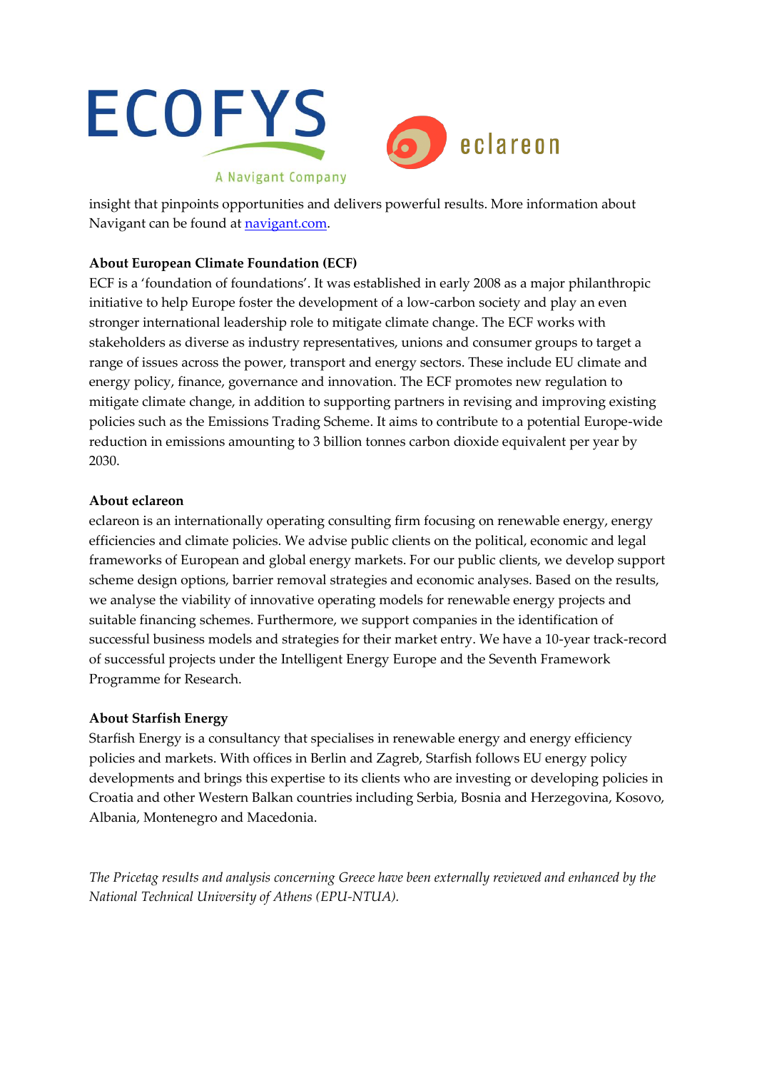insight that pinpoints opportunities and delivers powerful results. More information about Navigant can be found at [navigant.com](navigant.com).

**About European Climate Foundation (ECF)**

ECF is a 'foundation of foundations'. It was established in early 2008 as a major philanthropic initiative to help Europe foster the development of a low-carbon society and play an even stronger international leadership role to mitigate climate change. The ECF works with stakeholders as diverse as industry representatives, unions and consumer groups to target a range of issues across the power, transport and energy sectors. These include EU climate and energy policy, finance, governance and innovation. The ECF promotes new regulation to mitigate climate change, in addition to supporting partners in revising and improving existing policies such as the Emissions Trading Scheme. It aims to contribute to a potential Europe-wide reduction in emissions amounting to 3 billion tonnes carbon dioxide equivalent per year by 2030.

**About eclareon**

eclareon is an internationally operating consulting firm focusing on renewable energy, energy efficiencies and climate policies. We advise public clients on the political, economic and legal frameworks of European and global energy markets. For our public clients, we develop support scheme design options, barrier removal strategies and economic analyses. Based on the results, we analyse the viability of innovative operating models for renewable energy projects and suitable financing schemes. Furthermore, we support companies in the identification of successful business models and strategies for their market entry. We have a 10-year track-record of successful projects under the Intelligent Energy Europe and the Seventh Framework Programme for Research.

**About Starfish Energy**

Starfish Energy is a consultancy that specialises in renewable energy and energy efficiency policies and markets. With offices in Berlin and Zagreb, Starfish follows EU energy policy developments and brings this expertise to its clients who are investing or developing policies in Croatia and other Western Balkan countries including Serbia, Bosnia and Herzegovina, Kosovo, Albania, Montenegro and Macedonia.

*The Pricetag results and analysis concerning Greece have been externally reviewed and enhanced by the National Technical University of Athens (EPU-NTUA).*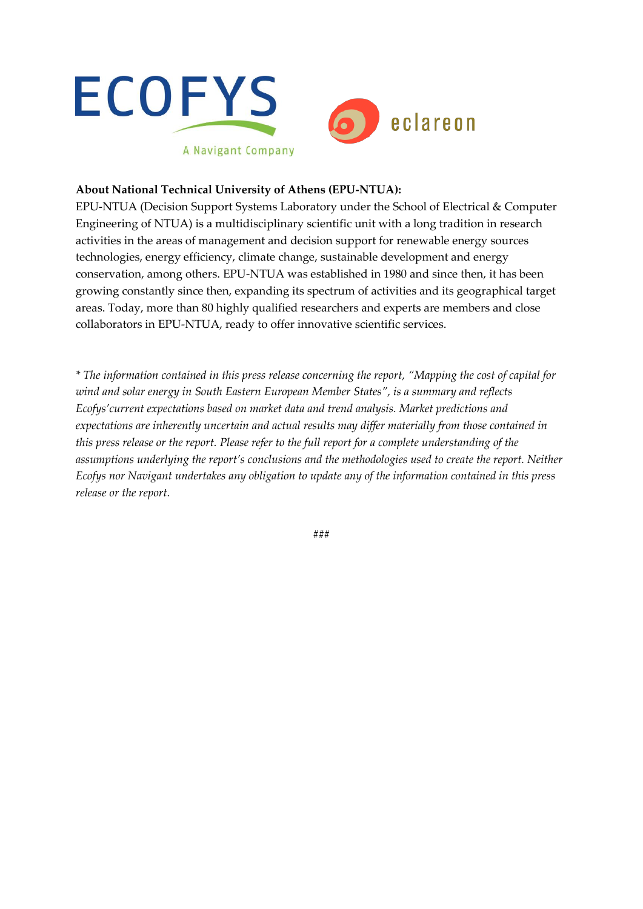**About National Technical University of Athens (EPU-NTUA):**
EPU-NTUA (Decision Support Systems Laboratory under the School of Electrical & Computer Engineering of NTUA) is a multidisciplinary scientific unit with a long tradition in research activities in the areas of management and decision support for renewable energy sources technologies, energy efficiency, climate change, sustainable development and energy conservation, among others. EPU-NTUA was established in 1980 and since then, it has been growing constantly since then, expanding its spectrum of activities and its geographical target areas. Today, more than 80 highly qualified researchers and experts are members and close collaborators in EPU-NTUA, ready to offer innovative scientific services.

*\* The information contained in this press release concerning the report, "Mapping the cost of capital for wind and solar energy in South Eastern European Member States", is a summary and reflects Ecofys'current expectations based on market data and trend analysis. Market predictions and expectations are inherently uncertain and actual results may differ materially from those contained in this press release or the report. Please refer to the full report for a complete understanding of the assumptions underlying the report's conclusions and the methodologies used to create the report. Neither Ecofys nor Navigant undertakes any obligation to update any of the information contained in this press release or the report.*

###